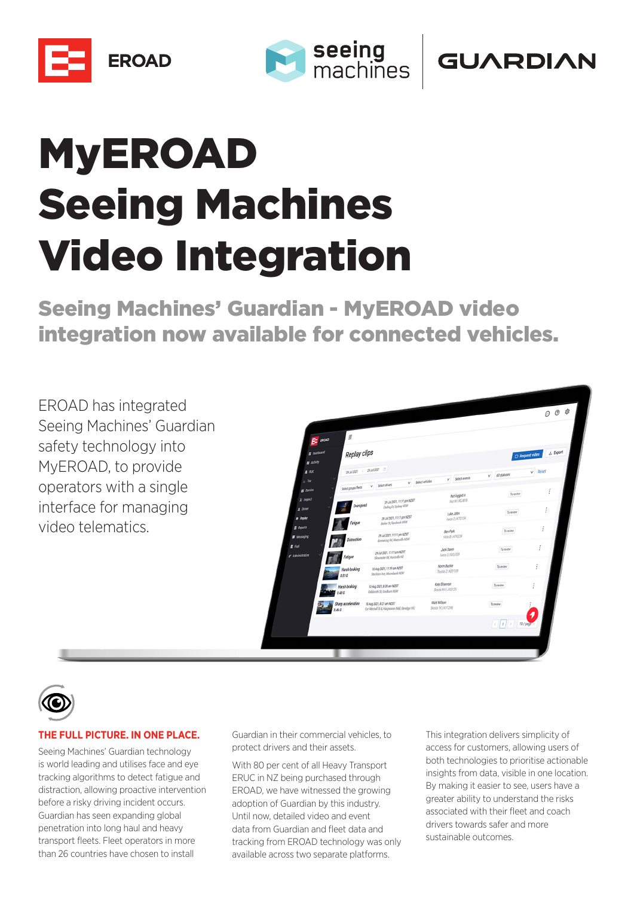EROAD

seeing machines

GUARDIAN

# MyEROAD Seeing Machines Video Integration

## Seeing Machines' Guardian - MyEROAD video integration now available for connected vehicles.

EROAD has integrated Seeing Machines' Guardian safety technology into MyEROAD, to provide operators with a single interface for managing video telematics.

### THE FULL PICTURE. IN ONE PLACE.

Seeing Machines' Guardian technology is world leading and utilises face and eye tracking algorithms to detect fatigue and distraction, allowing proactive intervention before a risky driving incident occurs. Guardian has seen expanding global penetration into long haul and heavy transport fleets. Fleet operators in more than 26 countries have chosen to install Guardian in their commercial vehicles, to protect drivers and their assets.

With 80 per cent of all Heavy Transport ERUC in NZ being purchased through EROAD, we have witnessed the growing adoption of Guardian by this industry. Until now, detailed video and event data from Guardian and fleet data and tracking from EROAD technology was only available across two separate platforms.

This integration delivers simplicity of access for customers, allowing users of both technologies to prioritise actionable insights from data, visible in one location. By making it easier to see, users have a greater ability to understand the risks associated with their fleet and coach drivers towards safer and more sustainable outcomes.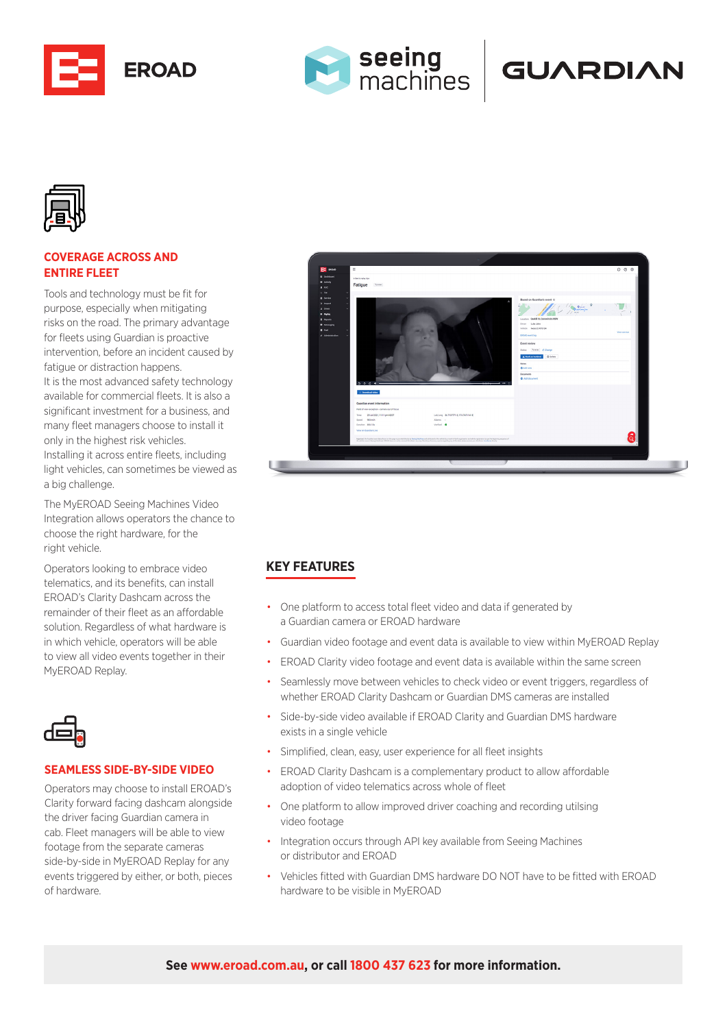EROAD

seeing machines

GUARDIAN

## COVERAGE ACROSS AND ENTIRE FLEET

Tools and technology must be fit for purpose, especially when mitigating risks on the road. The primary advantage for fleets using Guardian is proactive intervention, before an incident caused by fatigue or distraction happens.
It is the most advanced safety technology available for commercial fleets. It is also a significant investment for a business, and many fleet managers choose to install it only in the highest risk vehicles.
Installing it across entire fleets, including light vehicles, can sometimes be viewed as a big challenge.

The MyEROAD Seeing Machines Video Integration allows operators the chance to choose the right hardware, for the right vehicle.

Operators looking to embrace video telematics, and its benefits, can install EROAD's Clarity Dashcam across the remainder of their fleet as an affordable solution. Regardless of what hardware is in which vehicle, operators will be able to view all video events together in their MyEROAD Replay.

## SEAMLESS SIDE-BY-SIDE VIDEO

Operators may choose to install EROAD's Clarity forward facing dashcam alongside the driver facing Guardian camera in cab. Fleet managers will be able to view footage from the separate cameras side-by-side in MyEROAD Replay for any events triggered by either, or both, pieces of hardware.

## KEY FEATURES

- One platform to access total fleet video and data if generated by a Guardian camera or EROAD hardware
- Guardian video footage and event data is available to view within MyEROAD Replay
- EROAD Clarity video footage and event data is available within the same screen
- Seamlessly move between vehicles to check video or event triggers, regardless of whether EROAD Clarity Dashcam or Guardian DMS cameras are installed
- Side-by-side video available if EROAD Clarity and Guardian DMS hardware exists in a single vehicle
- Simplified, clean, easy, user experience for all fleet insights
- EROAD Clarity Dashcam is a complementary product to allow affordable adoption of video telematics across whole of fleet
- One platform to allow improved driver coaching and recording utilsing video footage
- Integration occurs through API key available from Seeing Machines or distributor and EROAD
- Vehicles fitted with Guardian DMS hardware DO NOT have to be fitted with EROAD hardware to be visible in MyEROAD

**See www.eroad.com.au, or call 1800 437 623 for more information.**